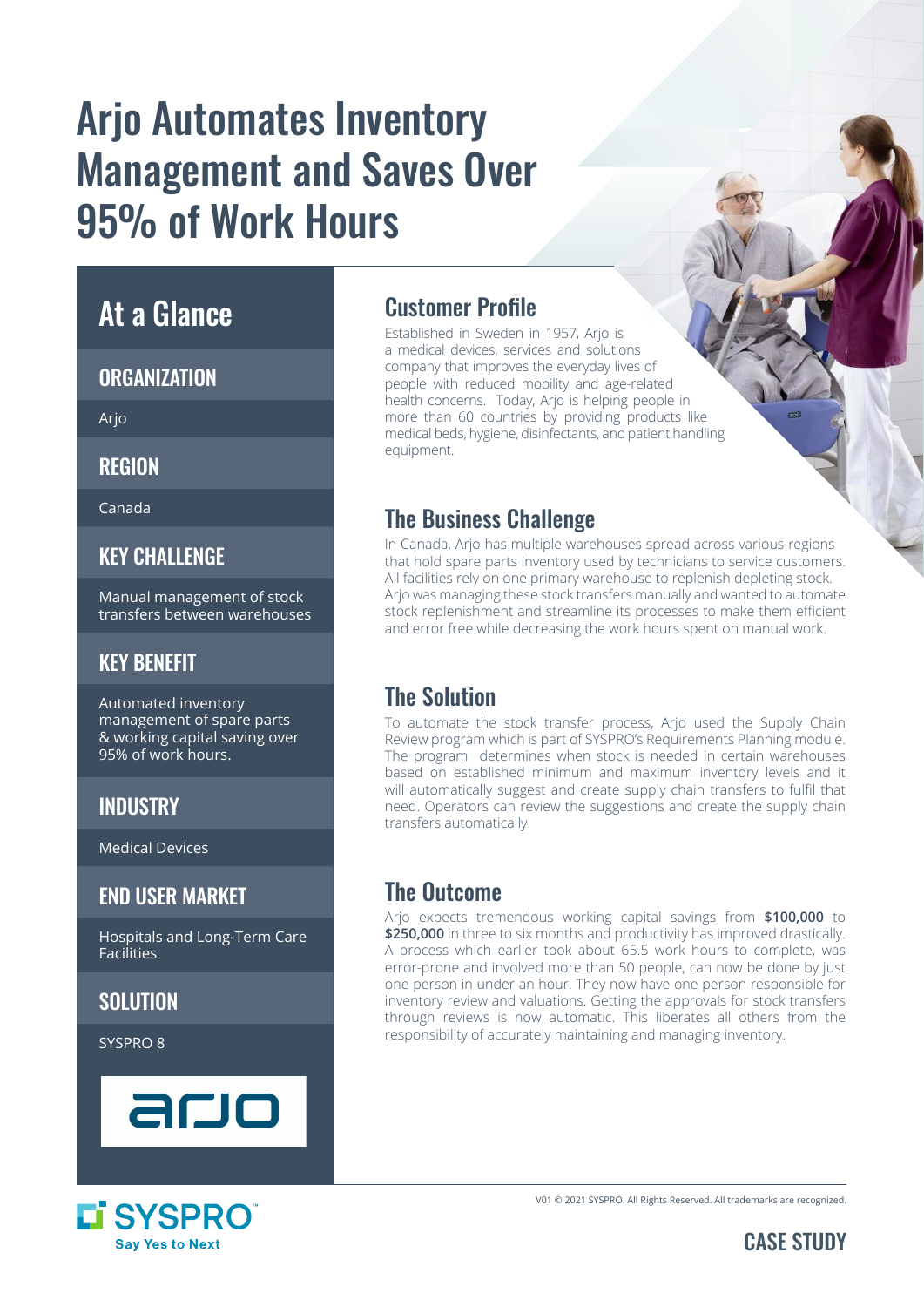# Arjo Automates Inventory Management and Saves Over 95% of Work Hours

## At a Glance

### ORGANIZATION

Arjo

### REGION

Canada

### KEY CHALLENGE

Manual management of stock transfers between warehouses

### KEY BENEFIT

Automated inventory management of spare parts & working capital saving over 95% of work hours.

### INDUSTRY

Medical Devices

### END USER MARKET

Hospitals and Long-Term Care Facilities

### SOLUTION

SYSPRO 8

## Customer Profile

Established in Sweden in 1957, Arjo is a medical devices, services and solutions company that improves the everyday lives of people with reduced mobility and age-related health concerns. Today, Arjo is helping people in more than 60 countries by providing products like medical beds, hygiene, disinfectants, and patient handling equipment.

## The Business Challenge

In Canada, Arjo has multiple warehouses spread across various regions that hold spare parts inventory used by technicians to service customers. All facilities rely on one primary warehouse to replenish depleting stock. Arjo was managing these stock transfers manually and wanted to automate stock replenishment and streamline its processes to make them efficient and error free while decreasing the work hours spent on manual work.

## The Solution

To automate the stock transfer process, Arjo used the Supply Chain Review program which is part of SYSPRO's Requirements Planning module. The program determines when stock is needed in certain warehouses based on established minimum and maximum inventory levels and it will automatically suggest and create supply chain transfers to fulfil that need. Operators can review the suggestions and create the supply chain transfers automatically.

## The Outcome

Arjo expects tremendous working capital savings from **$100,000** to **$250,000** in three to six months and productivity has improved drastically. A process which earlier took about 65.5 work hours to complete, was error-prone and involved more than 50 people, can now be done by just one person in under an hour. They now have one person responsible for inventory review and valuations. Getting the approvals for stock transfers through reviews is now automatic. This liberates all others from the responsibility of accurately maintaining and managing inventory.

V01 © 2021 SYSPRO. All Rights Reserved. All trademarks are recognized.

SYSPRO Say Yes to Next

CASE STUDY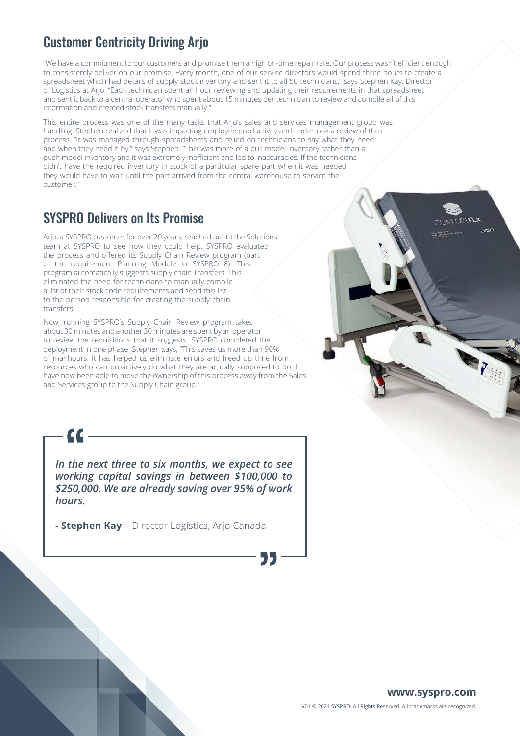## Customer Centricity Driving Arjo

"We have a commitment to our customers and promise them a high on-time repair rate. Our process wasn't efficient enough to consistently deliver on our promise. Every month, one of our service directors would spend three hours to create a spreadsheet which had details of supply stock inventory and sent it to all 50 technicians," says Stephen Kay, Director of Logistics at Arjo. "Each technician spent an hour reviewing and updating their requirements in that spreadsheet and sent it back to a central operator who spent about 15 minutes per technician to review and compile all of this information and created stock transfers manually."

This entire process was one of the many tasks that Arjo's sales and services management group was handling. Stephen realized that it was impacting employee productivity and undertook a review of their process. "It was managed through spreadsheets and relied on technicians to say what they need and when they need it by," says Stephen. "This was more of a pull model inventory rather than a push model inventory and it was extremely inefficient and led to inaccuracies. If the technicians didn't have the required inventory in stock of a particular spare part when it was needed, they would have to wait until the part arrived from the central warehouse to service the customer."

## SYSPRO Delivers on Its Promise

Arjo, a SYSPRO customer for over 20 years, reached out to the Solutions team at SYSPRO to see how they could help. SYSPRO evaluated the process and offered its Supply Chain Review program (part of the requirement Planning Module in SYSPRO 8). This program automatically suggests supply chain Transfers. This eliminated the need for technicians to manually compile a list of their stock code requirements and send this list to the person responsible for creating the supply chain transfers.

Now, running SYSPRO's Supply Chain Review program takes about 30 minutes and another 30 minutes are spent by an operator to review the requisitions that it suggests. SYSPRO completed the deployment in one phase. Stephen says, "This saves us more than 90% of manhours. It has helped us eliminate errors and freed up time from resources who can proactively do what they are actually supposed to do. I have now been able to move the ownership of this process away from the Sales and Services group to the Supply Chain group."

> ***In the next three to six months, we expect to see working capital savings in between $100,000 to $250,000. We are already saving over 95% of work hours.***
>
> **- Stephen Kay** – Director Logistics, Arjo Canada

www.syspro.com

V01 © 2021 SYSPRO. All Rights Reserved. All trademarks are recognized.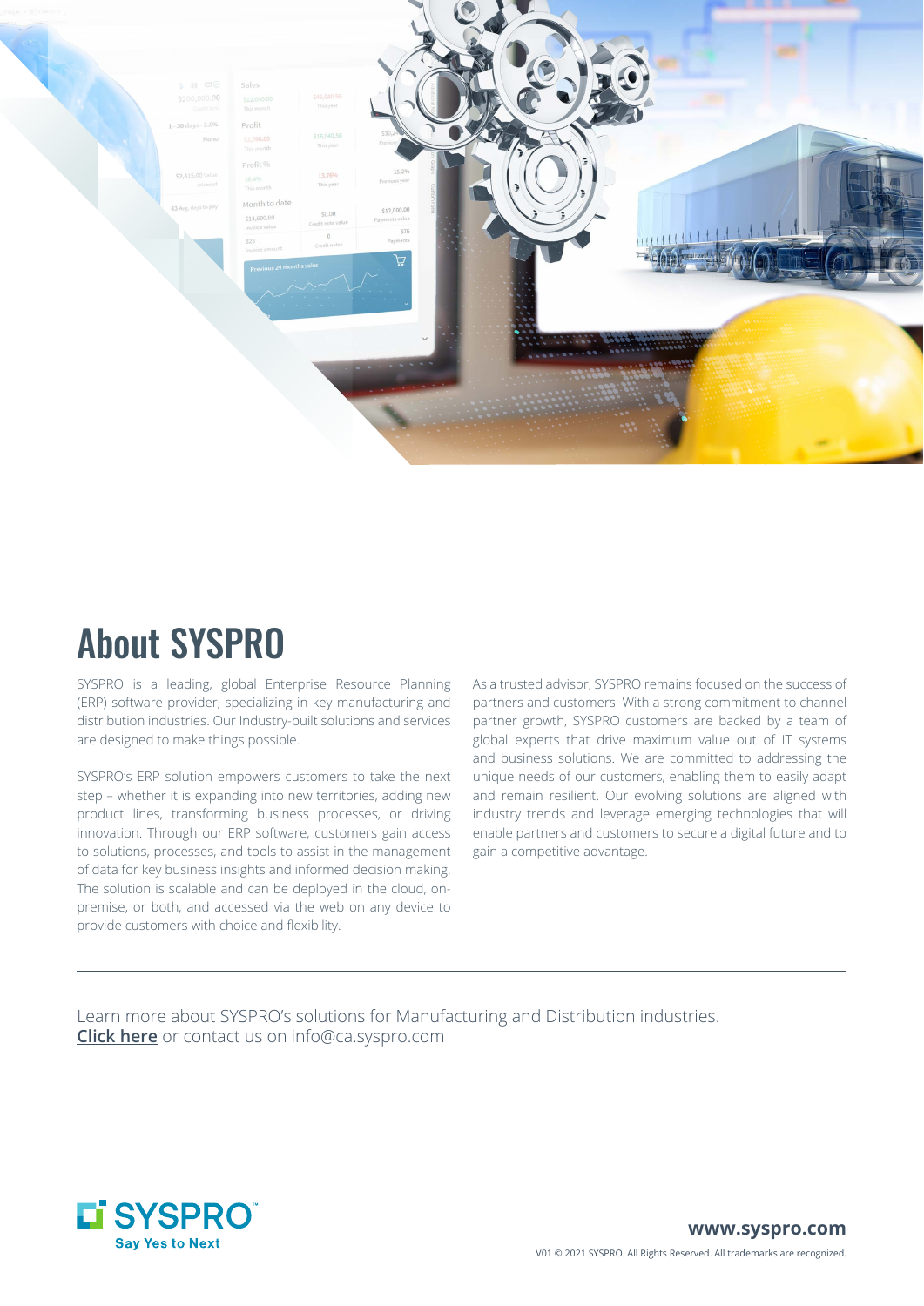## About SYSPRO

SYSPRO is a leading, global Enterprise Resource Planning (ERP) software provider, specializing in key manufacturing and distribution industries. Our Industry-built solutions and services are designed to make things possible.

SYSPRO's ERP solution empowers customers to take the next step – whether it is expanding into new territories, adding new product lines, transforming business processes, or driving innovation. Through our ERP software, customers gain access to solutions, processes, and tools to assist in the management of data for key business insights and informed decision making. The solution is scalable and can be deployed in the cloud, on-premise, or both, and accessed via the web on any device to provide customers with choice and flexibility.

As a trusted advisor, SYSPRO remains focused on the success of partners and customers. With a strong commitment to channel partner growth, SYSPRO customers are backed by a team of global experts that drive maximum value out of IT systems and business solutions. We are committed to addressing the unique needs of our customers, enabling them to easily adapt and remain resilient. Our evolving solutions are aligned with industry trends and leverage emerging technologies that will enable partners and customers to secure a digital future and to gain a competitive advantage.

---

Learn more about SYSPRO's solutions for Manufacturing and Distribution industries.
**Click here** or contact us on info@ca.syspro.com

SYSPRO
Say Yes to Next

**www.syspro.com**

V01 © 2021 SYSPRO. All Rights Reserved. All trademarks are recognized.